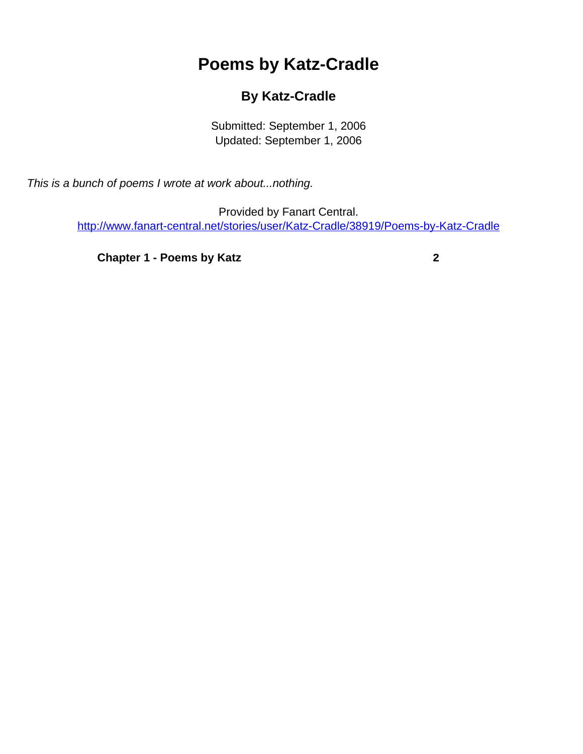# Poems by Katz-Cradle

## By Katz-Cradle

Submitted: September 1, 2006
Updated: September 1, 2006

*This is a bunch of poems I wrote at work about...nothing.*

Provided by Fanart Central.
http://www.fanart-central.net/stories/user/Katz-Cradle/38919/Poems-by-Katz-Cradle

**Chapter 1 - Poems by Katz** **2**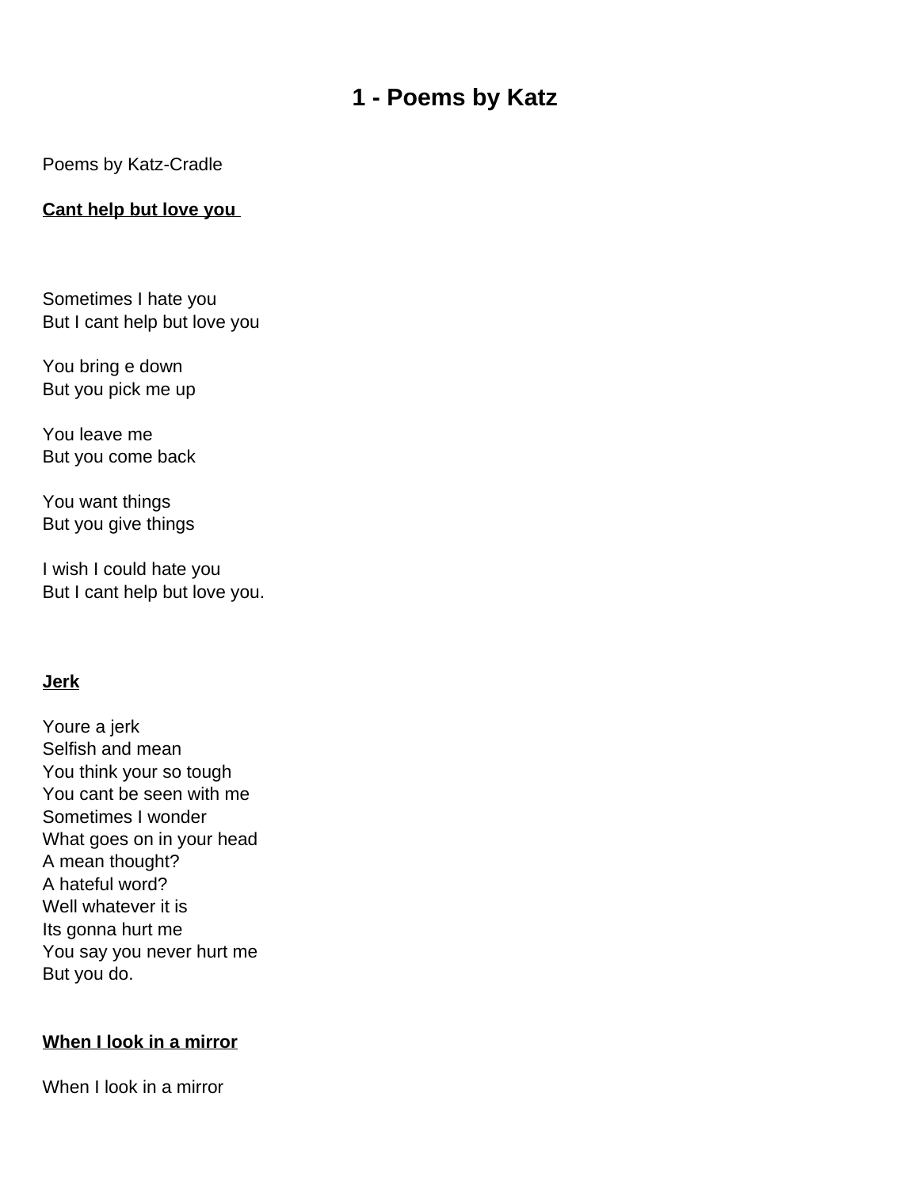# 1 - Poems by Katz

Poems by Katz-Cradle

**Cant help but love you**

Sometimes I hate you
But I cant help but love you

You bring e down
But you pick me up

You leave me
But you come back

You want things
But you give things

I wish I could hate you
But I cant help but love you.

**Jerk**

Youre a jerk
Selfish and mean
You think your so tough
You cant be seen with me
Sometimes I wonder
What goes on in your head
A mean thought?
A hateful word?
Well whatever it is
Its gonna hurt me
You say you never hurt me
But you do.

**When I look in a mirror**

When I look in a mirror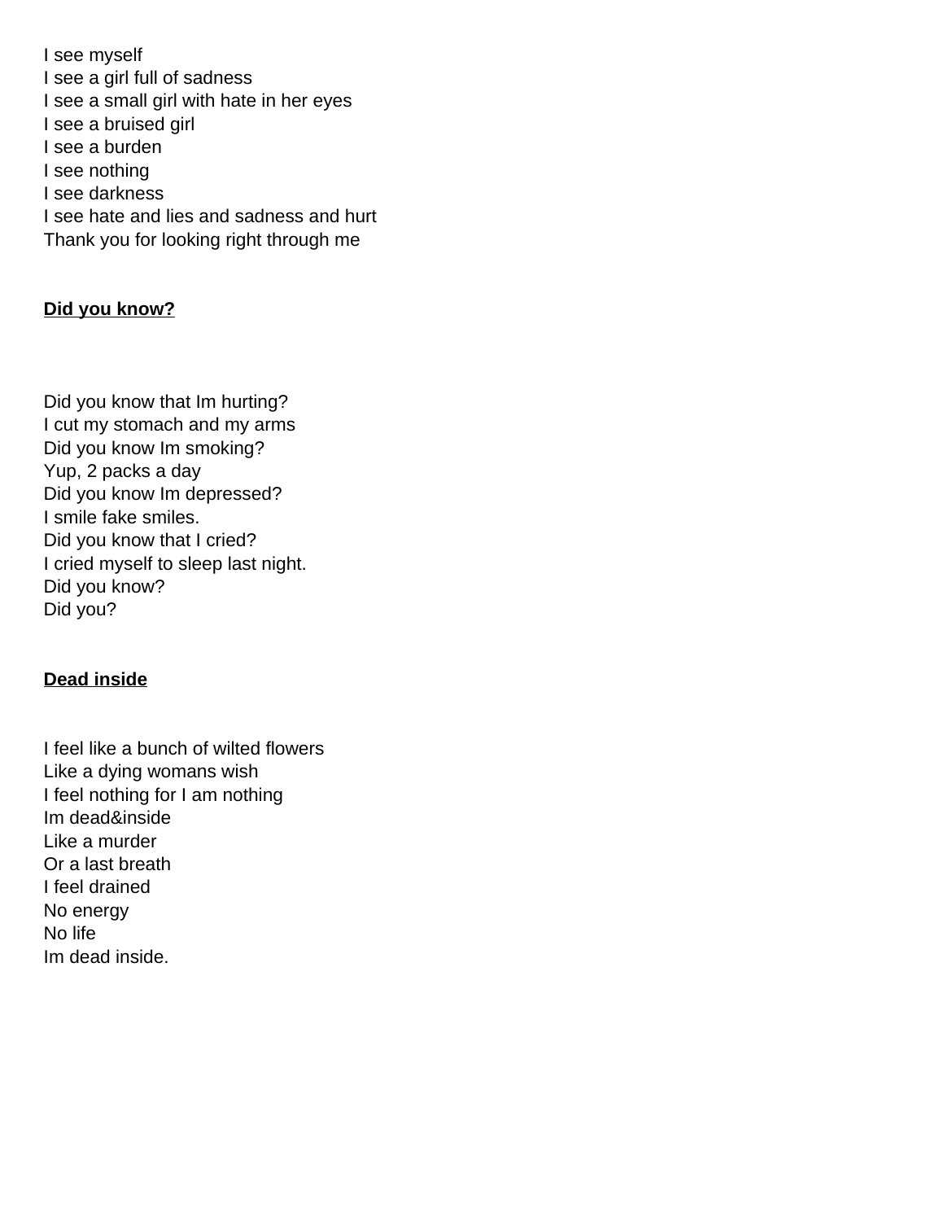I see myself
I see a girl full of sadness
I see a small girl with hate in her eyes
I see a bruised girl
I see a burden
I see nothing
I see darkness
I see hate and lies and sadness and hurt
Thank you for looking right through me

## Did you know?

Did you know that Im hurting?
I cut my stomach and my arms
Did you know Im smoking?
Yup, 2 packs a day
Did you know Im depressed?
I smile fake smiles.
Did you know that I cried?
I cried myself to sleep last night.
Did you know?
Did you?

## Dead inside

I feel like a bunch of wilted flowers
Like a dying womans wish
I feel nothing for I am nothing
Im dead&inside
Like a murder
Or a last breath
I feel drained
No energy
No life
Im dead inside.